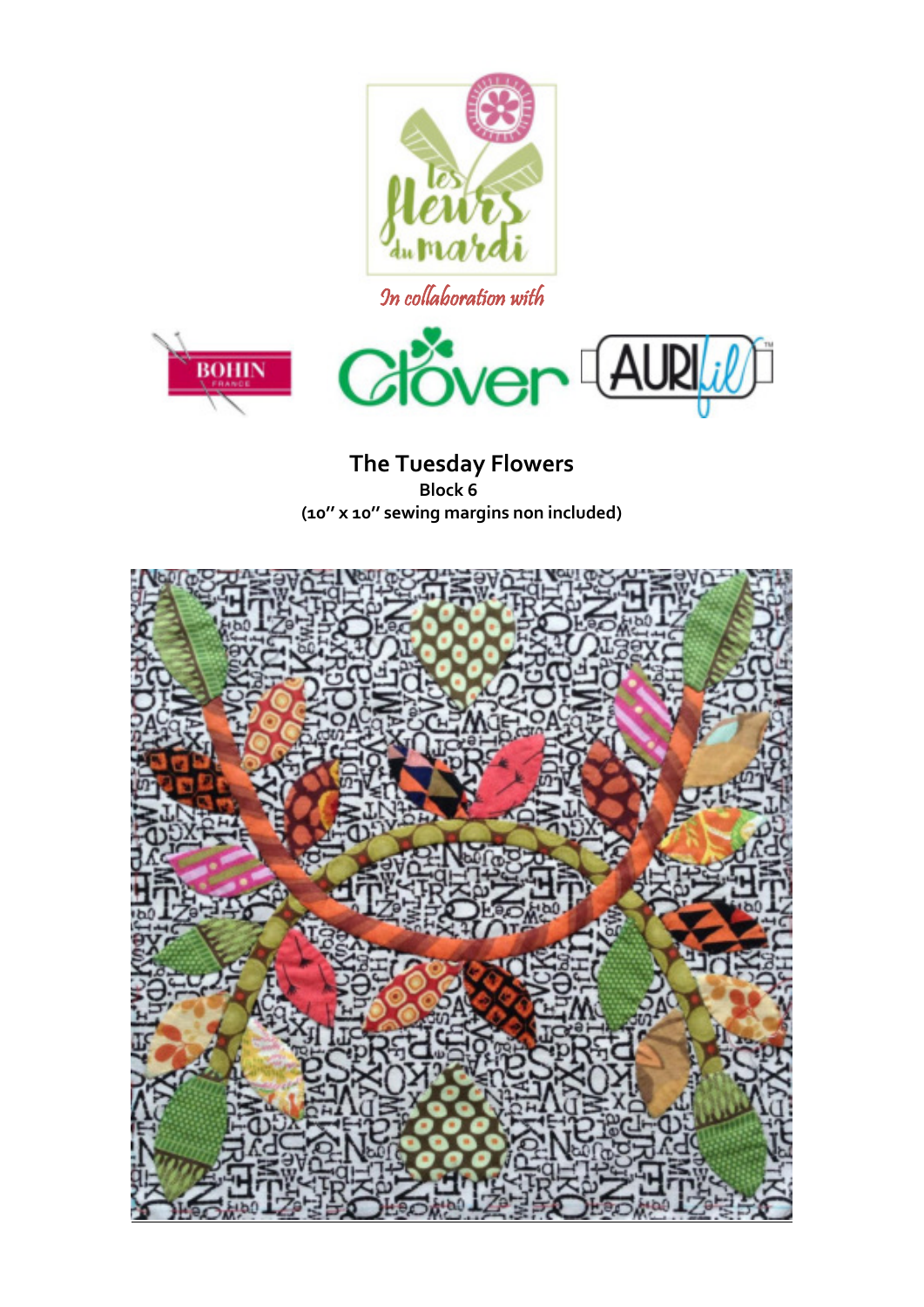# The Tuesday Flowers

**Block 6**

**(10'' x 10'' sewing margins non included)**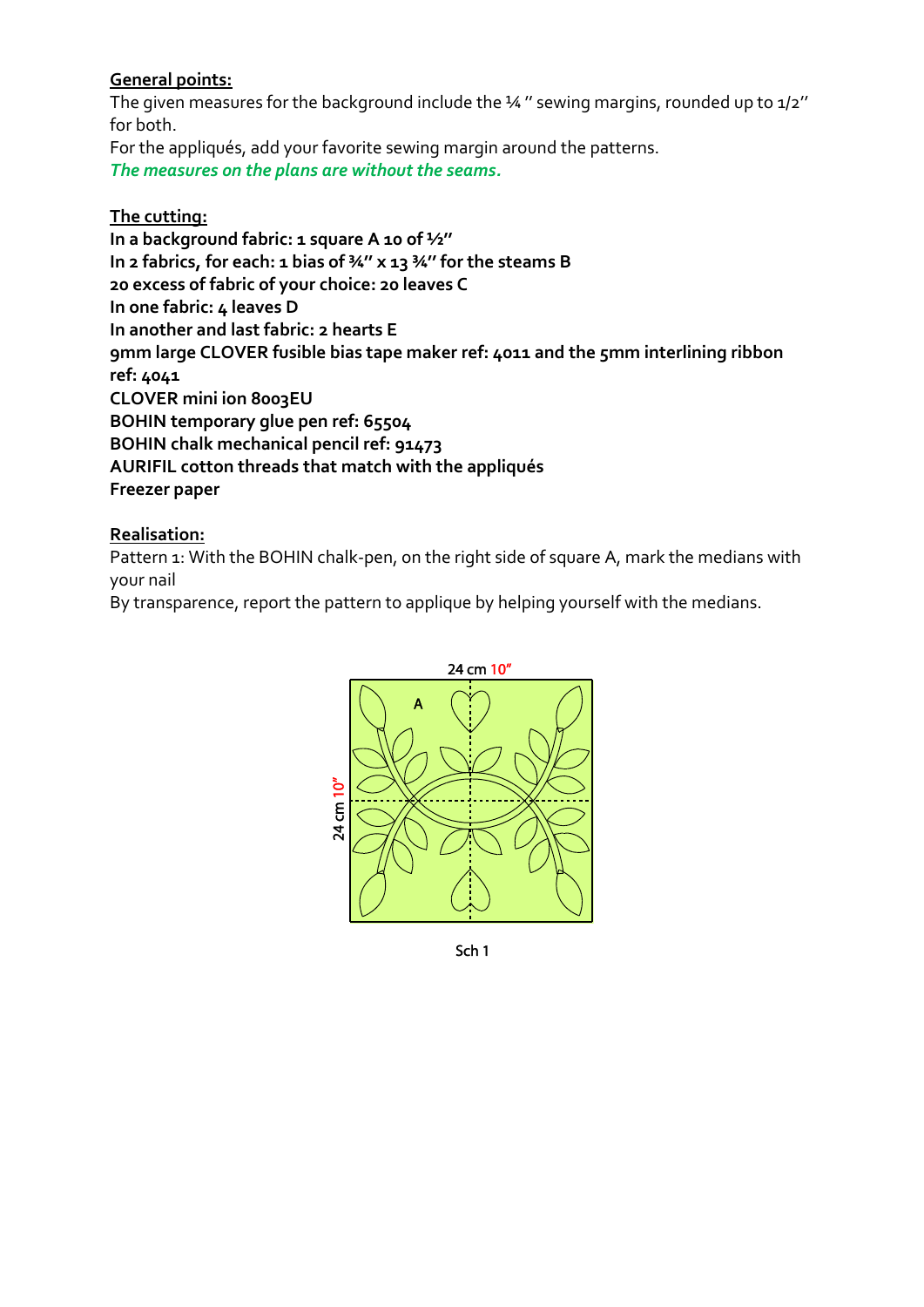**General points:**

The given measures for the background include the ¼ '' sewing margins, rounded up to 1/2'' for both.

For the appliqués, add your favorite sewing margin around the patterns.

***The measures on the plans are without the seams.***

**The cutting:**

**In a background fabric: 1 square A 10 of ½''**

**In 2 fabrics, for each: 1 bias of ¾'' x 13 ¾'' for the steams B**

**20 excess of fabric of your choice: 20 leaves C**

**In one fabric: 4 leaves D**

**In another and last fabric: 2 hearts E**

**9mm large CLOVER fusible bias tape maker ref: 4011 and the 5mm interlining ribbon ref: 4041**

**CLOVER mini ion 8003EU**

**BOHIN temporary glue pen ref: 65504**

**BOHIN chalk mechanical pencil ref: 91473**

**AURIFIL cotton threads that match with the appliqués**

**Freezer paper**

**Realisation:**

Pattern 1: With the BOHIN chalk-pen, on the right side of square A, mark the medians with your nail

By transparence, report the pattern to applique by helping yourself with the medians.

24 cm 10''

A

24 cm 10''

Sch 1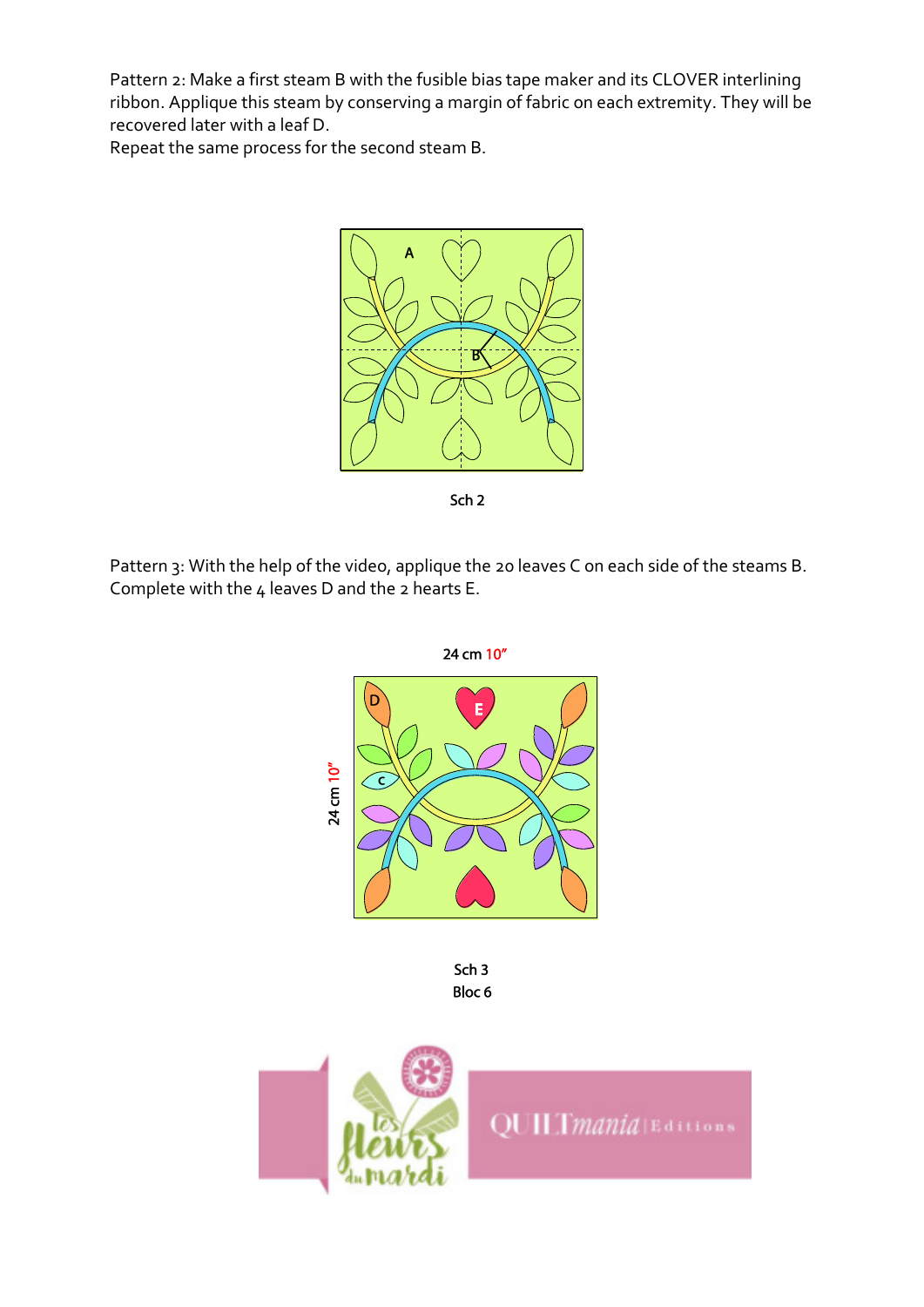Pattern 2: Make a first steam B with the fusible bias tape maker and its CLOVER interlining ribbon. Applique this steam by conserving a margin of fabric on each extremity. They will be recovered later with a leaf D.
Repeat the same process for the second steam B.

Sch 2

Pattern 3: With the help of the video, applique the 20 leaves C on each side of the steams B. Complete with the 4 leaves D and the 2 hearts E.

24 cm 10"

24 cm 10"

Sch 3
Bloc 6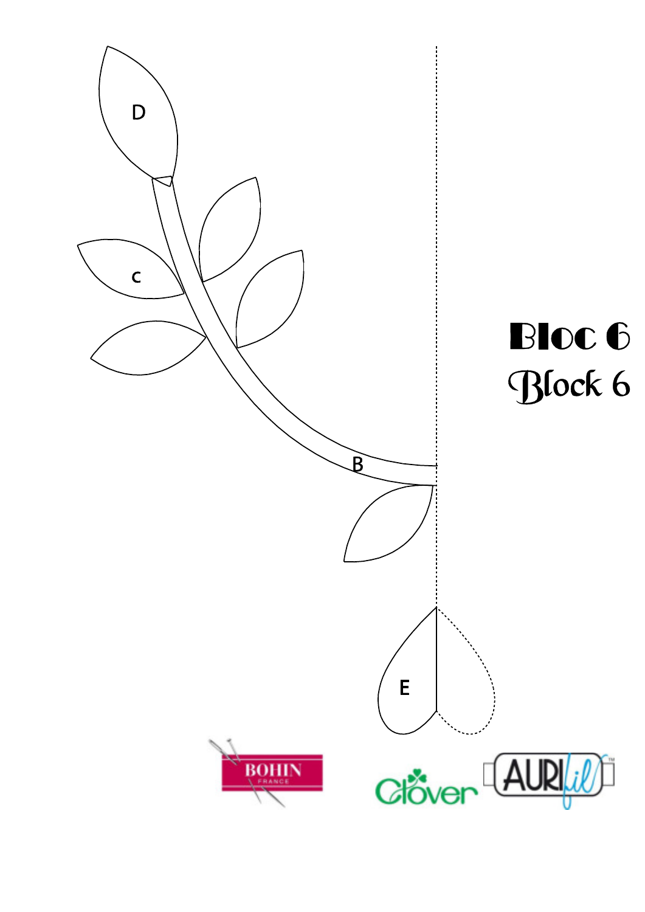D

C

B

E

# Bloc 6
# Block 6

BOHIN FRANCE

Clover

AURIfil™